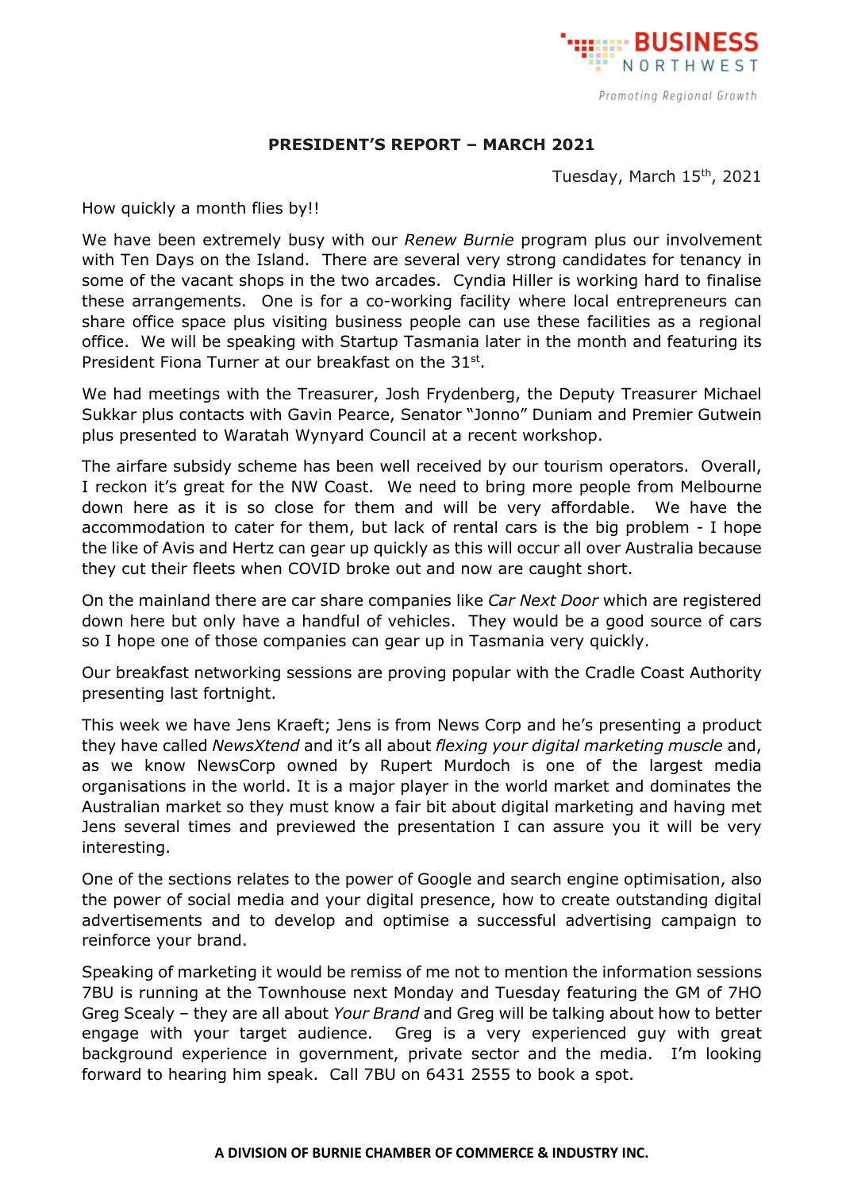**BUSINESS NORTHWEST**

*Promoting Regional Growth*

## PRESIDENT'S REPORT – MARCH 2021

Tuesday, March 15th, 2021

How quickly a month flies by!!

We have been extremely busy with our *Renew Burnie* program plus our involvement with Ten Days on the Island. There are several very strong candidates for tenancy in some of the vacant shops in the two arcades. Cyndia Hiller is working hard to finalise these arrangements. One is for a co-working facility where local entrepreneurs can share office space plus visiting business people can use these facilities as a regional office. We will be speaking with Startup Tasmania later in the month and featuring its President Fiona Turner at our breakfast on the 31st.

We had meetings with the Treasurer, Josh Frydenberg, the Deputy Treasurer Michael Sukkar plus contacts with Gavin Pearce, Senator "Jonno" Duniam and Premier Gutwein plus presented to Waratah Wynyard Council at a recent workshop.

The airfare subsidy scheme has been well received by our tourism operators. Overall, I reckon it's great for the NW Coast. We need to bring more people from Melbourne down here as it is so close for them and will be very affordable. We have the accommodation to cater for them, but lack of rental cars is the big problem - I hope the like of Avis and Hertz can gear up quickly as this will occur all over Australia because they cut their fleets when COVID broke out and now are caught short.

On the mainland there are car share companies like *Car Next Door* which are registered down here but only have a handful of vehicles. They would be a good source of cars so I hope one of those companies can gear up in Tasmania very quickly.

Our breakfast networking sessions are proving popular with the Cradle Coast Authority presenting last fortnight.

This week we have Jens Kraeft; Jens is from News Corp and he's presenting a product they have called *NewsXtend* and it's all about *flexing your digital marketing muscle* and, as we know NewsCorp owned by Rupert Murdoch is one of the largest media organisations in the world. It is a major player in the world market and dominates the Australian market so they must know a fair bit about digital marketing and having met Jens several times and previewed the presentation I can assure you it will be very interesting.

One of the sections relates to the power of Google and search engine optimisation, also the power of social media and your digital presence, how to create outstanding digital advertisements and to develop and optimise a successful advertising campaign to reinforce your brand.

Speaking of marketing it would be remiss of me not to mention the information sessions 7BU is running at the Townhouse next Monday and Tuesday featuring the GM of 7HO Greg Scealy – they are all about *Your Brand* and Greg will be talking about how to better engage with your target audience. Greg is a very experienced guy with great background experience in government, private sector and the media. I'm looking forward to hearing him speak. Call 7BU on 6431 2555 to book a spot.

**A DIVISION OF BURNIE CHAMBER OF COMMERCE & INDUSTRY INC.**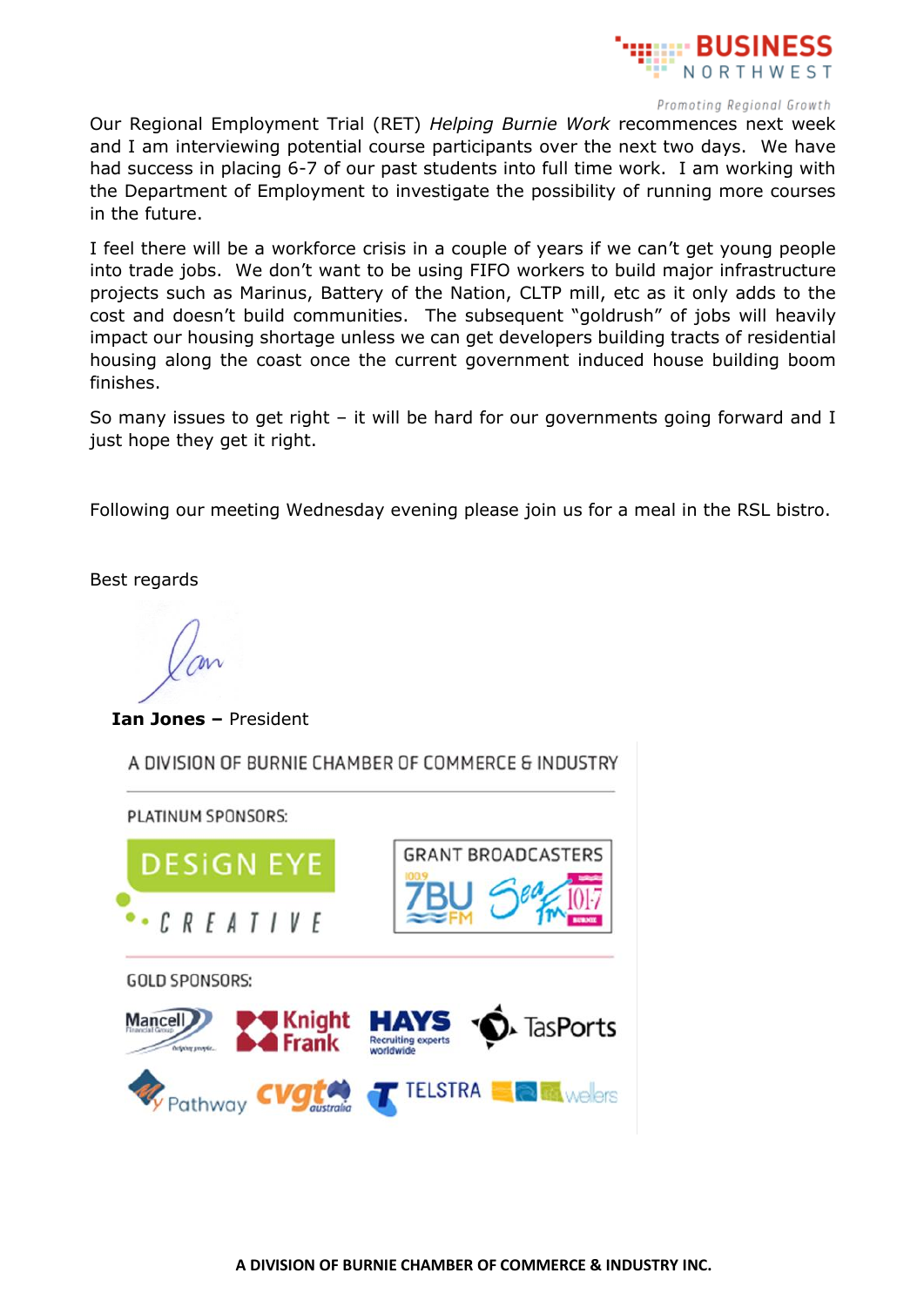Our Regional Employment Trial (RET) *Helping Burnie Work* recommences next week and I am interviewing potential course participants over the next two days. We have had success in placing 6-7 of our past students into full time work. I am working with the Department of Employment to investigate the possibility of running more courses in the future.

I feel there will be a workforce crisis in a couple of years if we can't get young people into trade jobs. We don't want to be using FIFO workers to build major infrastructure projects such as Marinus, Battery of the Nation, CLTP mill, etc as it only adds to the cost and doesn't build communities. The subsequent "goldrush" of jobs will heavily impact our housing shortage unless we can get developers building tracts of residential housing along the coast once the current government induced house building boom finishes.

So many issues to get right – it will be hard for our governments going forward and I just hope they get it right.

Following our meeting Wednesday evening please join us for a meal in the RSL bistro.

Best regards

**Ian Jones –** President

A DIVISION OF BURNIE CHAMBER OF COMMERCE & INDUSTRY

PLATINUM SPONSORS:

DESiGN EYE CREATIVE

GRANT BROADCASTERS 7BU Sea FM 101.7

GOLD SPONSORS:

Mancell Knight Frank HAYS TasPorts Pathway cvgt TELSTRA wellers

**A DIVISION OF BURNIE CHAMBER OF COMMERCE & INDUSTRY INC.**